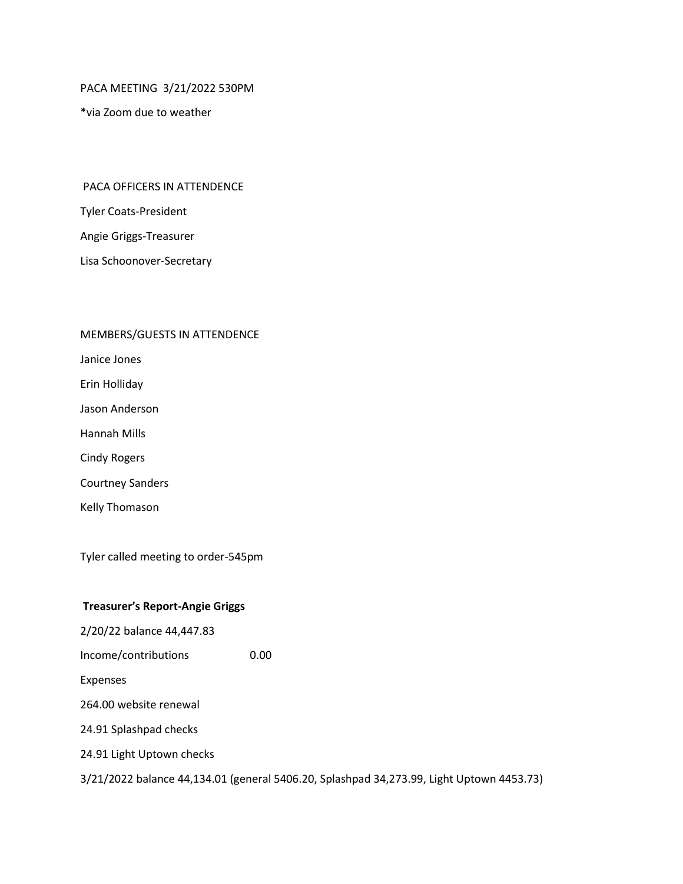PACA MEETING 3/21/2022 530PM

*via Zoom due to weather

PACA OFFICERS IN ATTENDENCE

Tyler Coats-President

Angie Griggs-Treasurer

Lisa Schoonover-Secretary

MEMBERS/GUESTS IN ATTENDENCE

Janice Jones

Erin Holliday

Jason Anderson

Hannah Mills

Cindy Rogers

Courtney Sanders

Kelly Thomason

Tyler called meeting to order-545pm

**Treasurer's Report-Angie Griggs**

2/20/22 balance 44,447.83

Income/contributions 0.00

Expenses

264.00 website renewal

24.91 Splashpad checks

24.91 Light Uptown checks

3/21/2022 balance 44,134.01 (general 5406.20, Splashpad 34,273.99, Light Uptown 4453.73)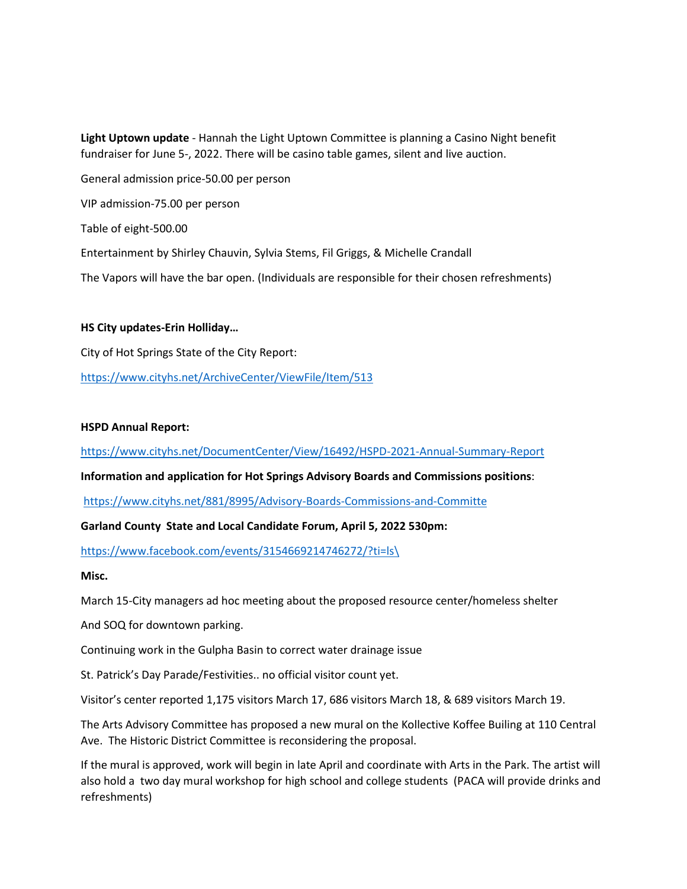**Light Uptown update** - Hannah the Light Uptown Committee is planning a Casino Night benefit fundraiser for June 5-, 2022. There will be casino table games, silent and live auction.

General admission price-50.00 per person

VIP admission-75.00 per person

Table of eight-500.00

Entertainment by Shirley Chauvin, Sylvia Stems, Fil Griggs, & Michelle Crandall

The Vapors will have the bar open. (Individuals are responsible for their chosen refreshments)

**HS City updates-Erin Holliday…**

City of Hot Springs State of the City Report:

https://www.cityhs.net/ArchiveCenter/ViewFile/Item/513

**HSPD Annual Report:**

https://www.cityhs.net/DocumentCenter/View/16492/HSPD-2021-Annual-Summary-Report

**Information and application for Hot Springs Advisory Boards and Commissions positions**:

https://www.cityhs.net/881/8995/Advisory-Boards-Commissions-and-Committe

**Garland County State and Local Candidate Forum, April 5, 2022 530pm:**

https://www.facebook.com/events/3154669214746272/?ti=ls\

**Misc.**

March 15-City managers ad hoc meeting about the proposed resource center/homeless shelter

And SOQ for downtown parking.

Continuing work in the Gulpha Basin to correct water drainage issue

St. Patrick's Day Parade/Festivities.. no official visitor count yet.

Visitor's center reported 1,175 visitors March 17, 686 visitors March 18, & 689 visitors March 19.

The Arts Advisory Committee has proposed a new mural on the Kollective Koffee Builing at 110 Central Ave. The Historic District Committee is reconsidering the proposal.

If the mural is approved, work will begin in late April and coordinate with Arts in the Park. The artist will also hold a two day mural workshop for high school and college students (PACA will provide drinks and refreshments)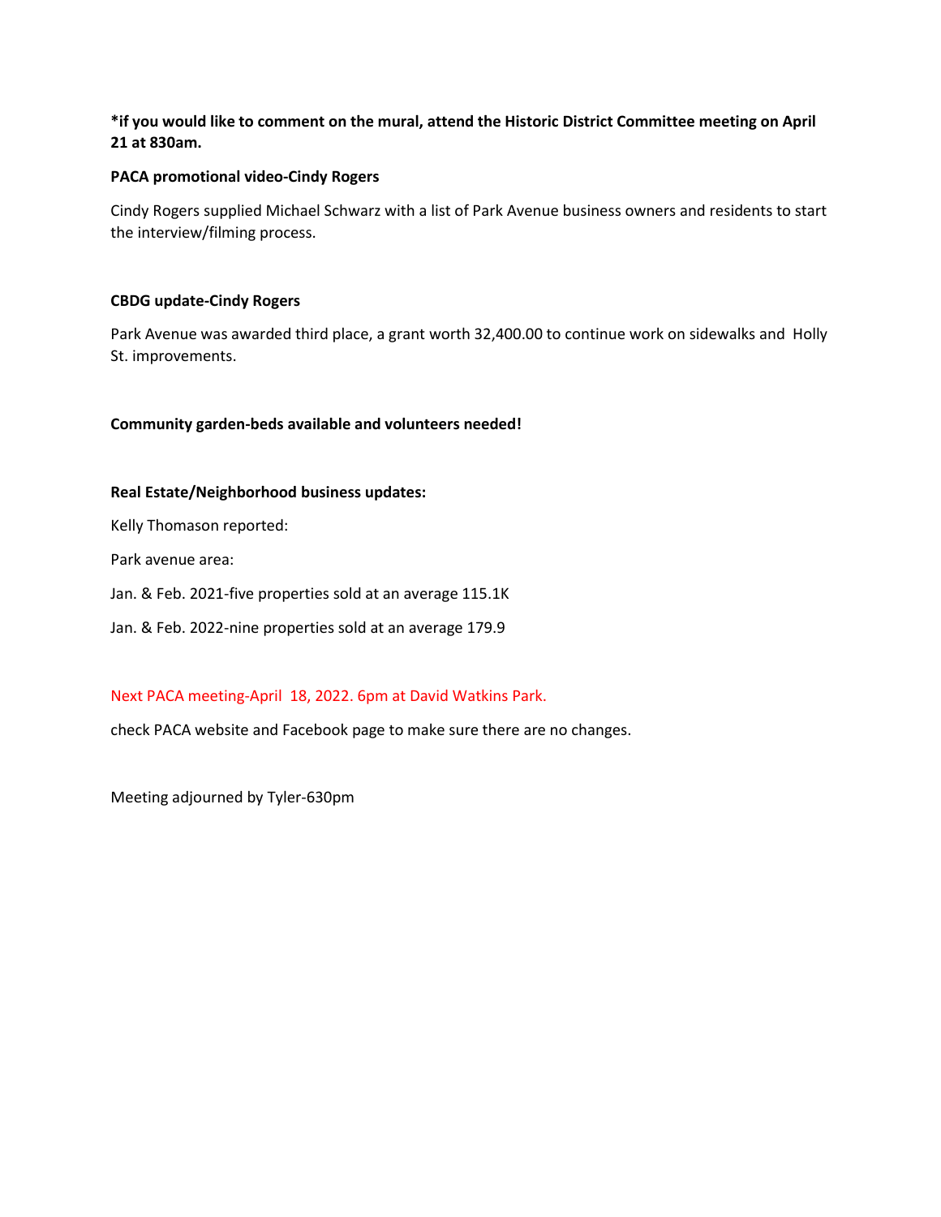**\*if you would like to comment on the mural, attend the Historic District Committee meeting on April 21 at 830am.**

**PACA promotional video-Cindy Rogers**

Cindy Rogers supplied Michael Schwarz with a list of Park Avenue business owners and residents to start the interview/filming process.

**CBDG update-Cindy Rogers**

Park Avenue was awarded third place, a grant worth 32,400.00 to continue work on sidewalks and Holly St. improvements.

**Community garden-beds available and volunteers needed!**

**Real Estate/Neighborhood business updates:**

Kelly Thomason reported:

Park avenue area:

Jan. & Feb. 2021-five properties sold at an average 115.1K

Jan. & Feb. 2022-nine properties sold at an average 179.9

Next PACA meeting-April 18, 2022. 6pm at David Watkins Park.

check PACA website and Facebook page to make sure there are no changes.

Meeting adjourned by Tyler-630pm